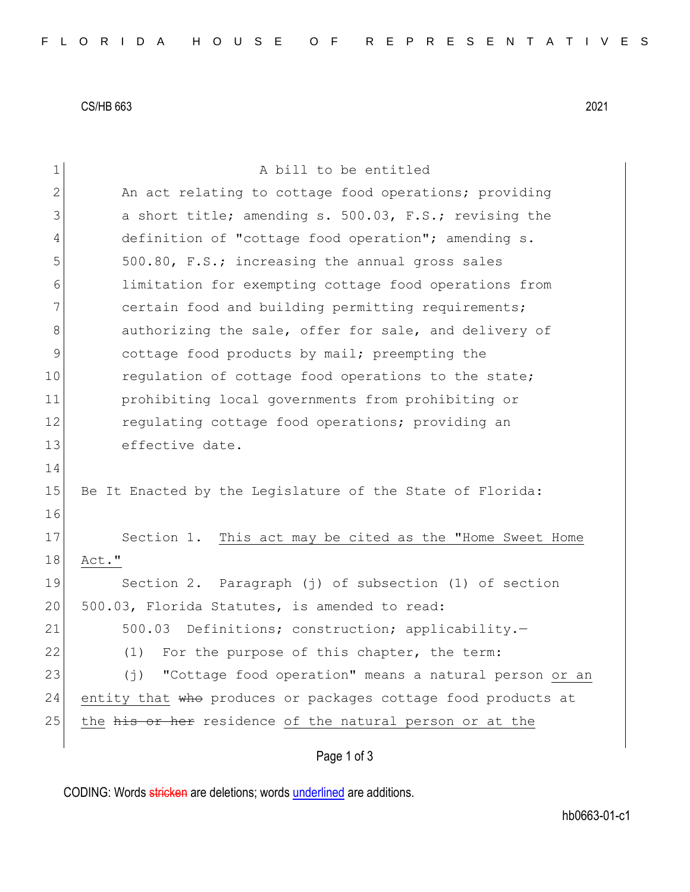CS/HB 663 2021

A bill to be entitled

An act relating to cottage food operations; providing a short title; amending s. 500.03, F.S.; revising the definition of "cottage food operation"; amending s. 500.80, F.S.; increasing the annual gross sales limitation for exempting cottage food operations from certain food and building permitting requirements; authorizing the sale, offer for sale, and delivery of cottage food products by mail; preempting the regulation of cottage food operations to the state; prohibiting local governments from prohibiting or regulating cottage food operations; providing an effective date.

Be It Enacted by the Legislature of the State of Florida:

Section 1. <u>This act may be cited as the "Home Sweet Home Act."</u>

Section 2. Paragraph (j) of subsection (1) of section 500.03, Florida Statutes, is amended to read:

500.03 Definitions; construction; applicability.—

(1) For the purpose of this chapter, the term:

(j) "Cottage food operation" means a natural person <u>or an entity that</u> ~~who~~ produces or packages cottage food products at <u>the</u> ~~his or her~~ residence <u>of the natural person or at the</u>

CODING: Words ~~stricken~~ are deletions; words <u>underlined</u> are additions.

hb0663-01-c1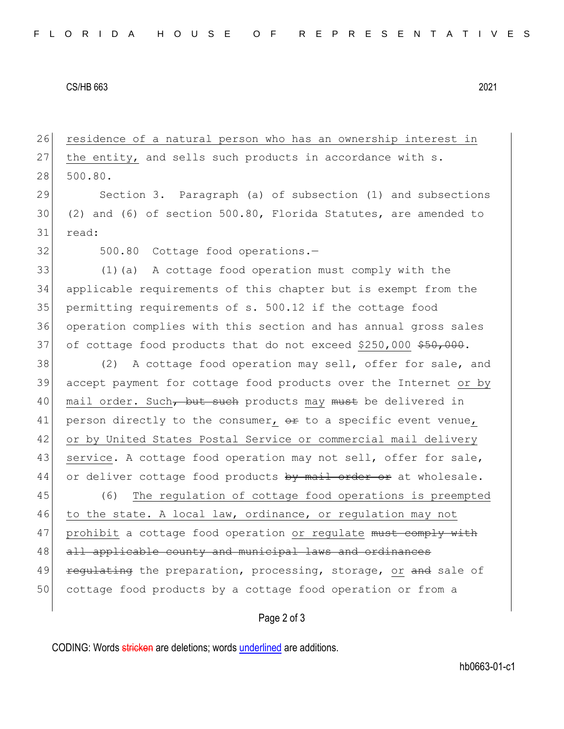<u>residence of a natural person who has an ownership interest in the entity,</u> and sells such products in accordance with s. 500.80.

Section 3. Paragraph (a) of subsection (1) and subsections (2) and (6) of section 500.80, Florida Statutes, are amended to read:

500.80 Cottage food operations.—

(1)(a) A cottage food operation must comply with the applicable requirements of this chapter but is exempt from the permitting requirements of s. 500.12 if the cottage food operation complies with this section and has annual gross sales of cottage food products that do not exceed <u>$250,000</u> ~~$50,000~~.

(2) A cottage food operation may sell, offer for sale, and accept payment for cottage food products over the Internet <u>or by mail order. Such</u>~~, but such~~ products <u>may</u> ~~must~~ be delivered in person directly to the consumer<u>,</u> ~~or~~ to a specific event venue<u>, or by United States Postal Service or commercial mail delivery service</u>. A cottage food operation may not sell, offer for sale, or deliver cottage food products ~~by mail order or~~ at wholesale.

(6) <u>The regulation of cottage food operations is preempted to the state. A local law, ordinance, or regulation may not prohibit</u> a cottage food operation <u>or regulate</u> ~~must comply with all applicable county and municipal laws and ordinances regulating~~ the preparation, processing, storage, <u>or</u> ~~and~~ sale of cottage food products by a cottage food operation or from a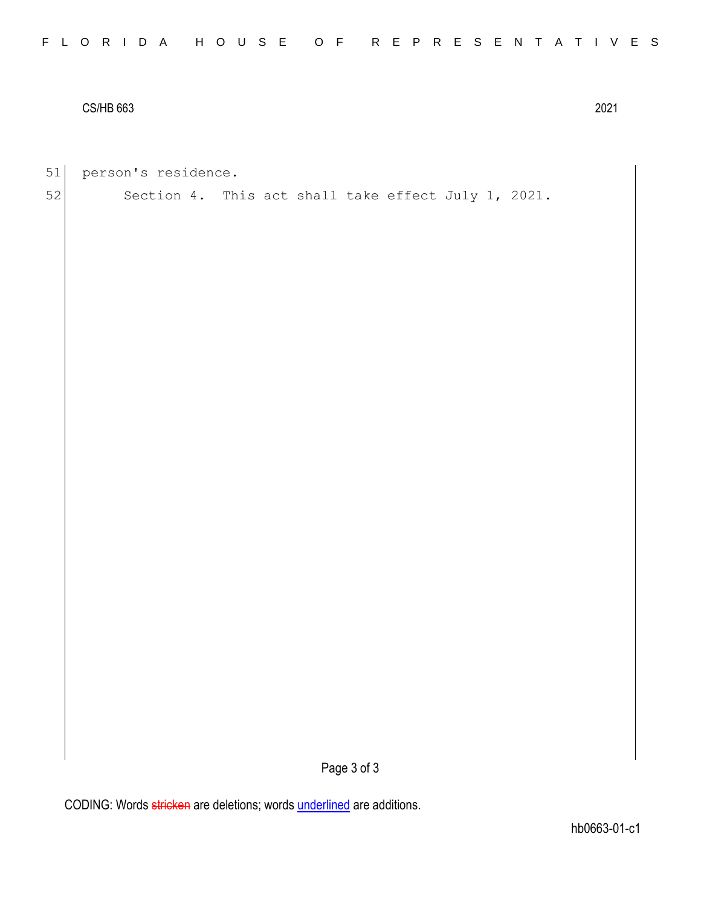51 person's residence.

52 Section 4. This act shall take effect July 1, 2021.